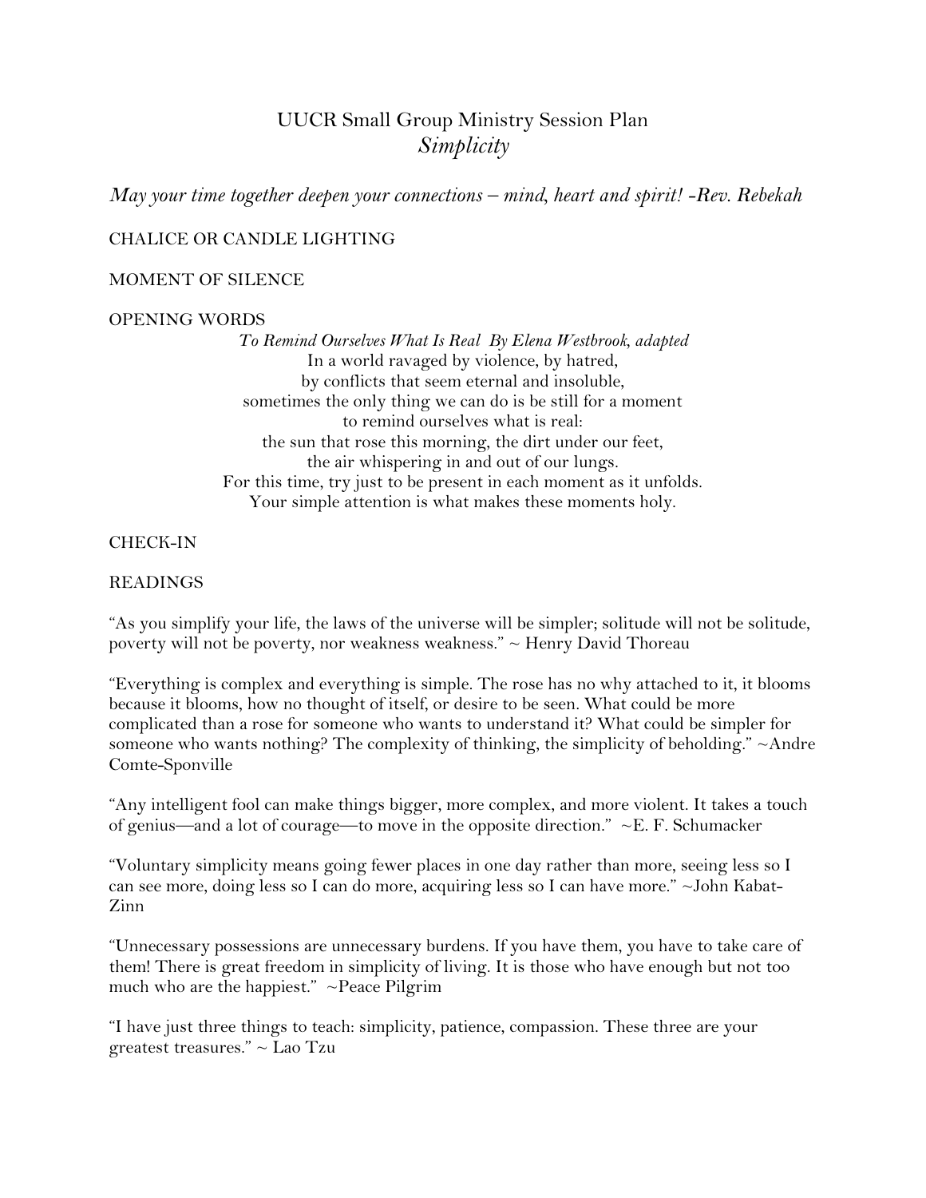# UUCR Small Group Ministry Session Plan
## *Simplicity*

*May your time together deepen your connections – mind, heart and spirit! -Rev. Rebekah*

CHALICE OR CANDLE LIGHTING

MOMENT OF SILENCE

OPENING WORDS

*To Remind Ourselves What Is Real By Elena Westbrook, adapted*

In a world ravaged by violence, by hatred,
by conflicts that seem eternal and insoluble,
sometimes the only thing we can do is be still for a moment
to remind ourselves what is real:
the sun that rose this morning, the dirt under our feet,
the air whispering in and out of our lungs.
For this time, try just to be present in each moment as it unfolds.
Your simple attention is what makes these moments holy.

CHECK-IN

READINGS

"As you simplify your life, the laws of the universe will be simpler; solitude will not be solitude, poverty will not be poverty, nor weakness weakness." ~ Henry David Thoreau

"Everything is complex and everything is simple. The rose has no why attached to it, it blooms because it blooms, how no thought of itself, or desire to be seen. What could be more complicated than a rose for someone who wants to understand it? What could be simpler for someone who wants nothing? The complexity of thinking, the simplicity of beholding." ~Andre Comte-Sponville

"Any intelligent fool can make things bigger, more complex, and more violent. It takes a touch of genius—and a lot of courage—to move in the opposite direction." ~E. F. Schumacker

"Voluntary simplicity means going fewer places in one day rather than more, seeing less so I can see more, doing less so I can do more, acquiring less so I can have more." ~John Kabat-Zinn

"Unnecessary possessions are unnecessary burdens. If you have them, you have to take care of them! There is great freedom in simplicity of living. It is those who have enough but not too much who are the happiest." ~Peace Pilgrim

"I have just three things to teach: simplicity, patience, compassion. These three are your greatest treasures." ~ Lao Tzu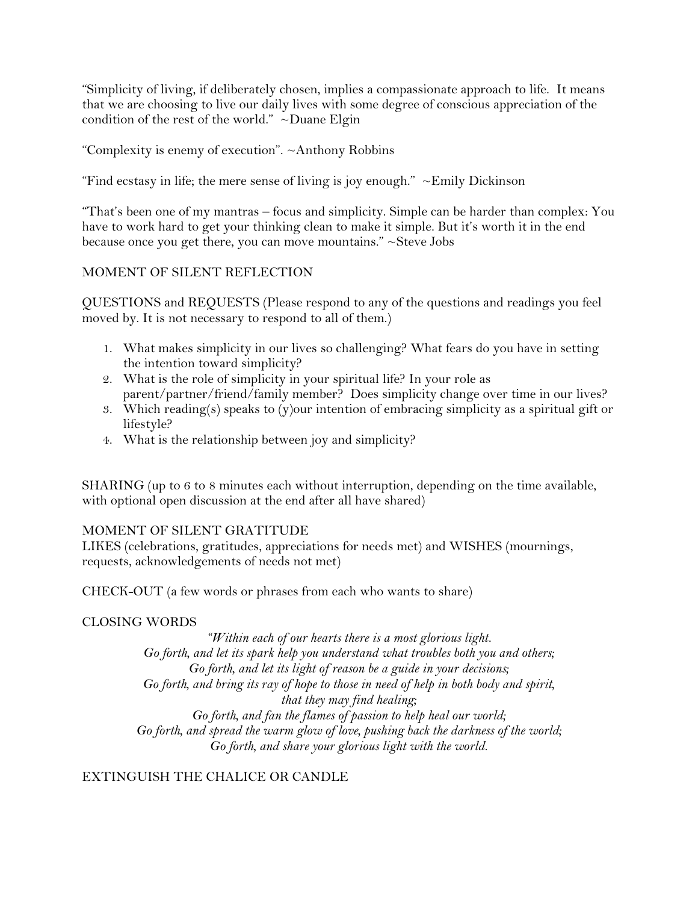"Simplicity of living, if deliberately chosen, implies a compassionate approach to life. It means that we are choosing to live our daily lives with some degree of conscious appreciation of the condition of the rest of the world." ~Duane Elgin

"Complexity is enemy of execution". ~Anthony Robbins

"Find ecstasy in life; the mere sense of living is joy enough." ~Emily Dickinson

"That's been one of my mantras – focus and simplicity. Simple can be harder than complex: You have to work hard to get your thinking clean to make it simple. But it's worth it in the end because once you get there, you can move mountains." ~Steve Jobs

MOMENT OF SILENT REFLECTION

QUESTIONS and REQUESTS (Please respond to any of the questions and readings you feel moved by. It is not necessary to respond to all of them.)

1. What makes simplicity in our lives so challenging? What fears do you have in setting the intention toward simplicity?
2. What is the role of simplicity in your spiritual life? In your role as parent/partner/friend/family member? Does simplicity change over time in our lives?
3. Which reading(s) speaks to (y)our intention of embracing simplicity as a spiritual gift or lifestyle?
4. What is the relationship between joy and simplicity?

SHARING (up to 6 to 8 minutes each without interruption, depending on the time available, with optional open discussion at the end after all have shared)

MOMENT OF SILENT GRATITUDE
LIKES (celebrations, gratitudes, appreciations for needs met) and WISHES (mournings, requests, acknowledgements of needs not met)

CHECK-OUT (a few words or phrases from each who wants to share)

CLOSING WORDS

*"Within each of our hearts there is a most glorious light.*
*Go forth, and let its spark help you understand what troubles both you and others;*
*Go forth, and let its light of reason be a guide in your decisions;*
*Go forth, and bring its ray of hope to those in need of help in both body and spirit, that they may find healing;*
*Go forth, and fan the flames of passion to help heal our world;*
*Go forth, and spread the warm glow of love, pushing back the darkness of the world;*
*Go forth, and share your glorious light with the world.*

EXTINGUISH THE CHALICE OR CANDLE